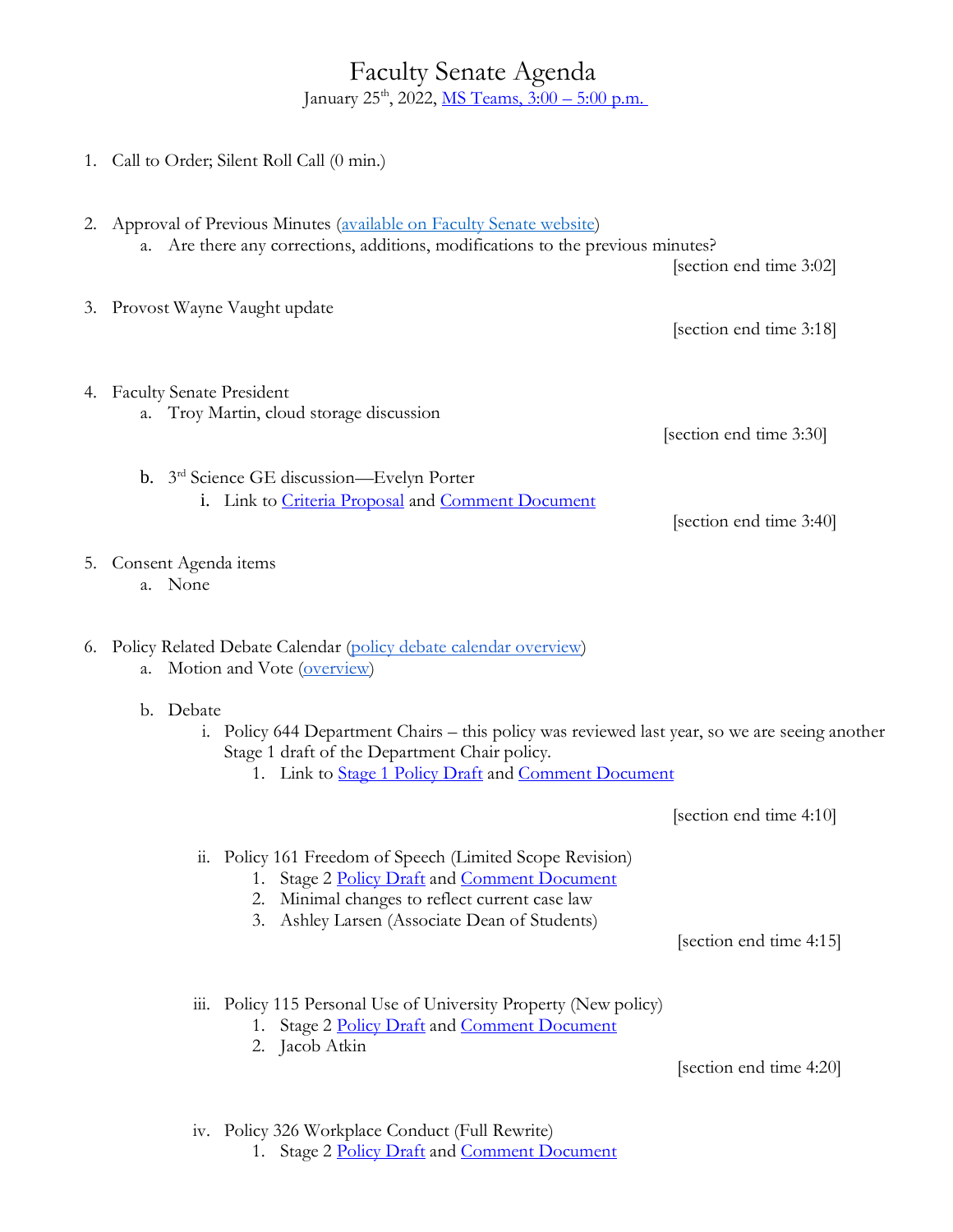# Faculty Senate Agenda

January 25th, 2022, MS Teams, 3:00 – 5:00 p.m.

1. Call to Order; Silent Roll Call (0 min.)

2. Approval of Previous Minutes (available on Faculty Senate website)
   a. Are there any corrections, additions, modifications to the previous minutes?

   [section end time 3:02]

3. Provost Wayne Vaught update

   [section end time 3:18]

4. Faculty Senate President
   a. Troy Martin, cloud storage discussion

   [section end time 3:30]

   b. 3rd Science GE discussion—Evelyn Porter
      i. Link to Criteria Proposal and Comment Document

   [section end time 3:40]

5. Consent Agenda items
   a. None

6. Policy Related Debate Calendar (policy debate calendar overview)
   a. Motion and Vote (overview)

   b. Debate
      i. Policy 644 Department Chairs – this policy was reviewed last year, so we are seeing another Stage 1 draft of the Department Chair policy.
         1. Link to Stage 1 Policy Draft and Comment Document

      [section end time 4:10]

      ii. Policy 161 Freedom of Speech (Limited Scope Revision)
         1. Stage 2 Policy Draft and Comment Document
         2. Minimal changes to reflect current case law
         3. Ashley Larsen (Associate Dean of Students)

      [section end time 4:15]

      iii. Policy 115 Personal Use of University Property (New policy)
         1. Stage 2 Policy Draft and Comment Document
         2. Jacob Atkin

      [section end time 4:20]

      iv. Policy 326 Workplace Conduct (Full Rewrite)
         1. Stage 2 Policy Draft and Comment Document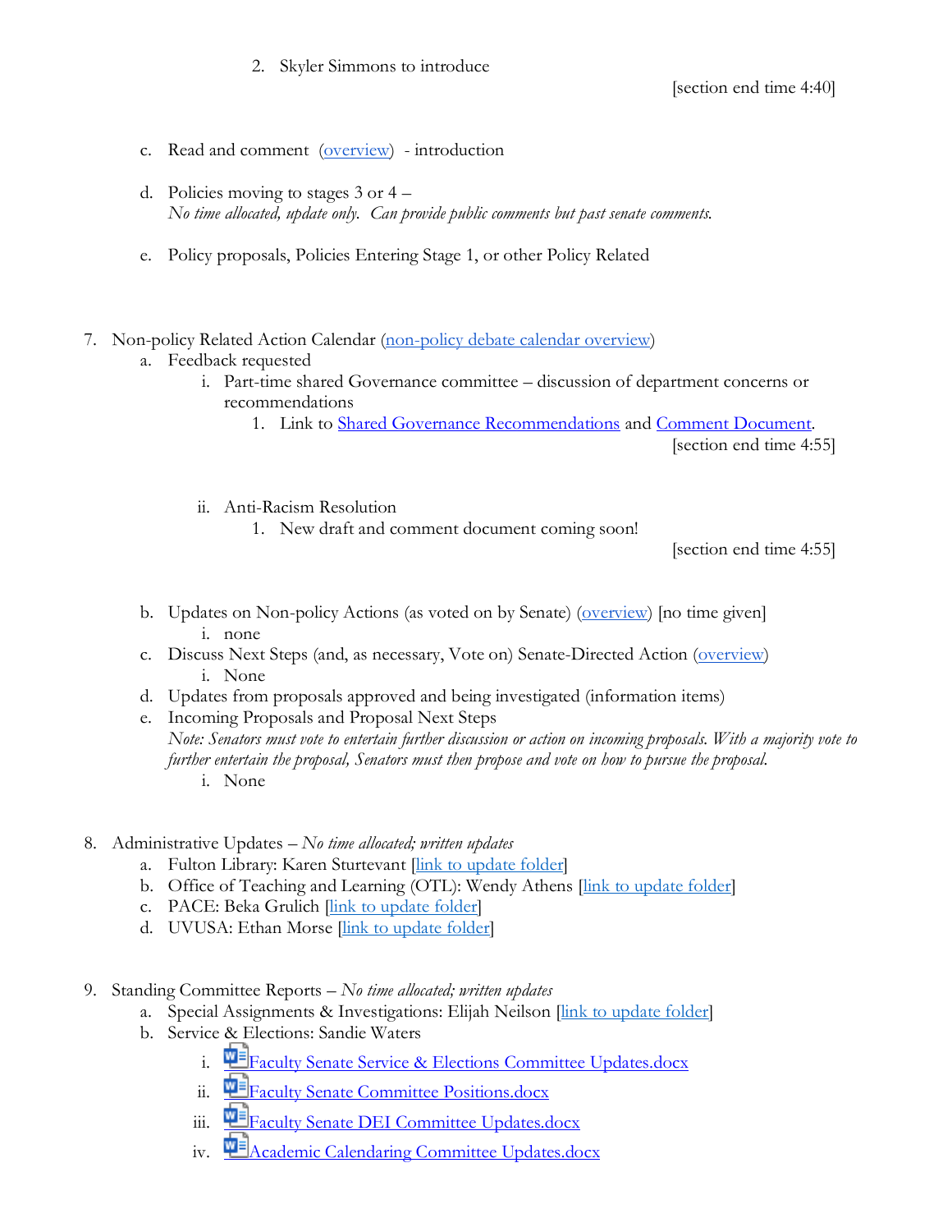2. Skyler Simmons to introduce

[section end time 4:40]

   c. Read and comment ([overview]) - introduction

   d. Policies moving to stages 3 or 4 –
      *No time allocated, update only. Can provide public comments but past senate comments.*

   e. Policy proposals, Policies Entering Stage 1, or other Policy Related

7. Non-policy Related Action Calendar ([non-policy debate calendar overview])
   a. Feedback requested
      i. Part-time shared Governance committee – discussion of department concerns or recommendations
         1. Link to [Shared Governance Recommendations] and [Comment Document].

[section end time 4:55]

      ii. Anti-Racism Resolution
         1. New draft and comment document coming soon!

[section end time 4:55]

   b. Updates on Non-policy Actions (as voted on by Senate) ([overview]) [no time given]
      i. none
   c. Discuss Next Steps (and, as necessary, Vote on) Senate-Directed Action ([overview])
      i. None
   d. Updates from proposals approved and being investigated (information items)
   e. Incoming Proposals and Proposal Next Steps
      *Note: Senators must vote to entertain further discussion or action on incoming proposals. With a majority vote to further entertain the proposal, Senators must then propose and vote on how to pursue the proposal.*
      i. None

8. Administrative Updates – *No time allocated; written updates*
   a. Fulton Library: Karen Sturtevant [[link to update folder]]
   b. Office of Teaching and Learning (OTL): Wendy Athens [[link to update folder]]
   c. PACE: Beka Grulich [[link to update folder]]
   d. UVUSA: Ethan Morse [[link to update folder]]

9. Standing Committee Reports – *No time allocated; written updates*
   a. Special Assignments & Investigations: Elijah Neilson [[link to update folder]]
   b. Service & Elections: Sandie Waters
      i. [Faculty Senate Service & Elections Committee Updates.docx]
      ii. [Faculty Senate Committee Positions.docx]
      iii. [Faculty Senate DEI Committee Updates.docx]
      iv. [Academic Calendaring Committee Updates.docx]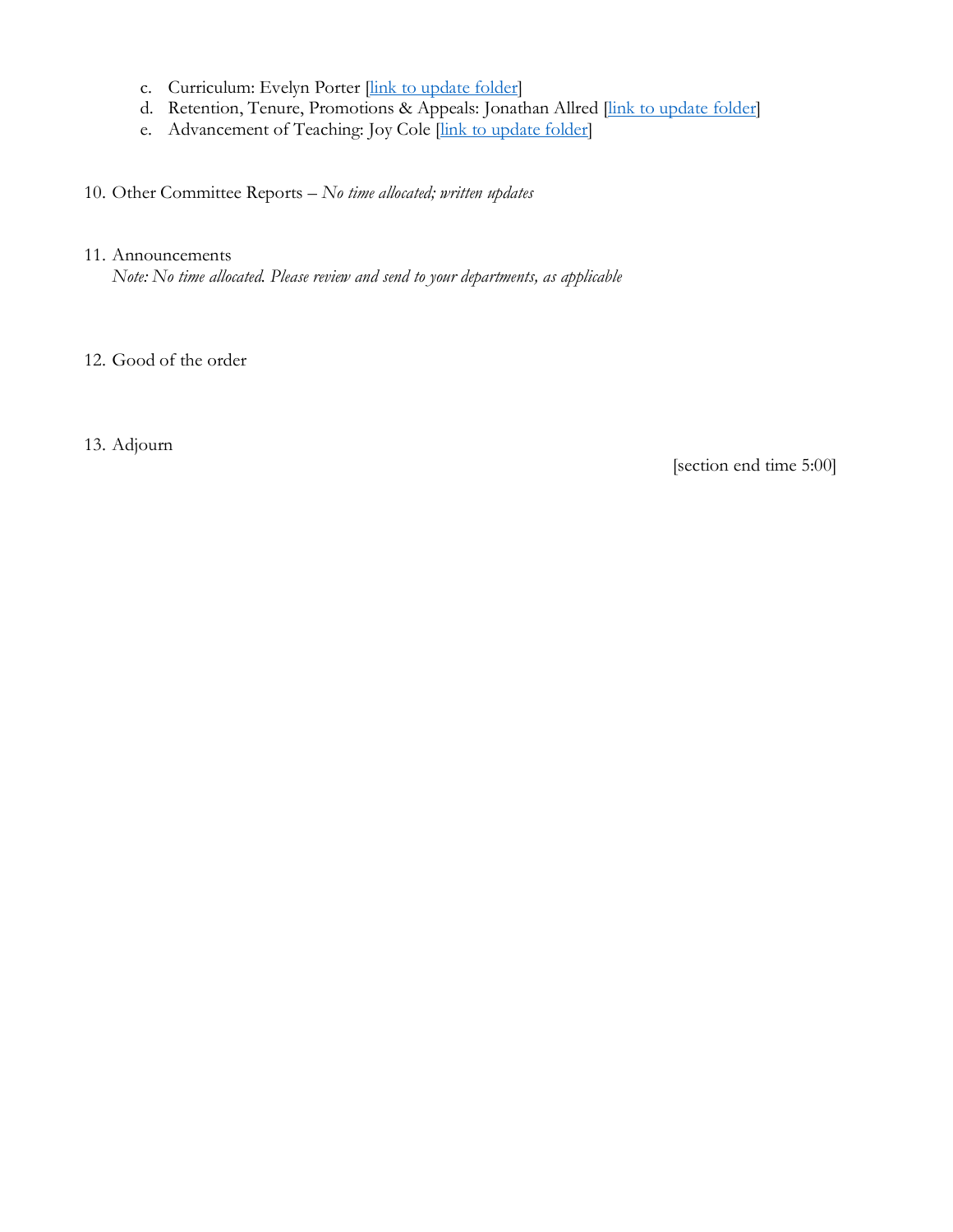c. Curriculum: Evelyn Porter [link to update folder]
   d. Retention, Tenure, Promotions & Appeals: Jonathan Allred [link to update folder]
   e. Advancement of Teaching: Joy Cole [link to update folder]

10. Other Committee Reports – *No time allocated; written updates*

11. Announcements
    *Note: No time allocated. Please review and send to your departments, as applicable*

12. Good of the order

13. Adjourn

[section end time 5:00]